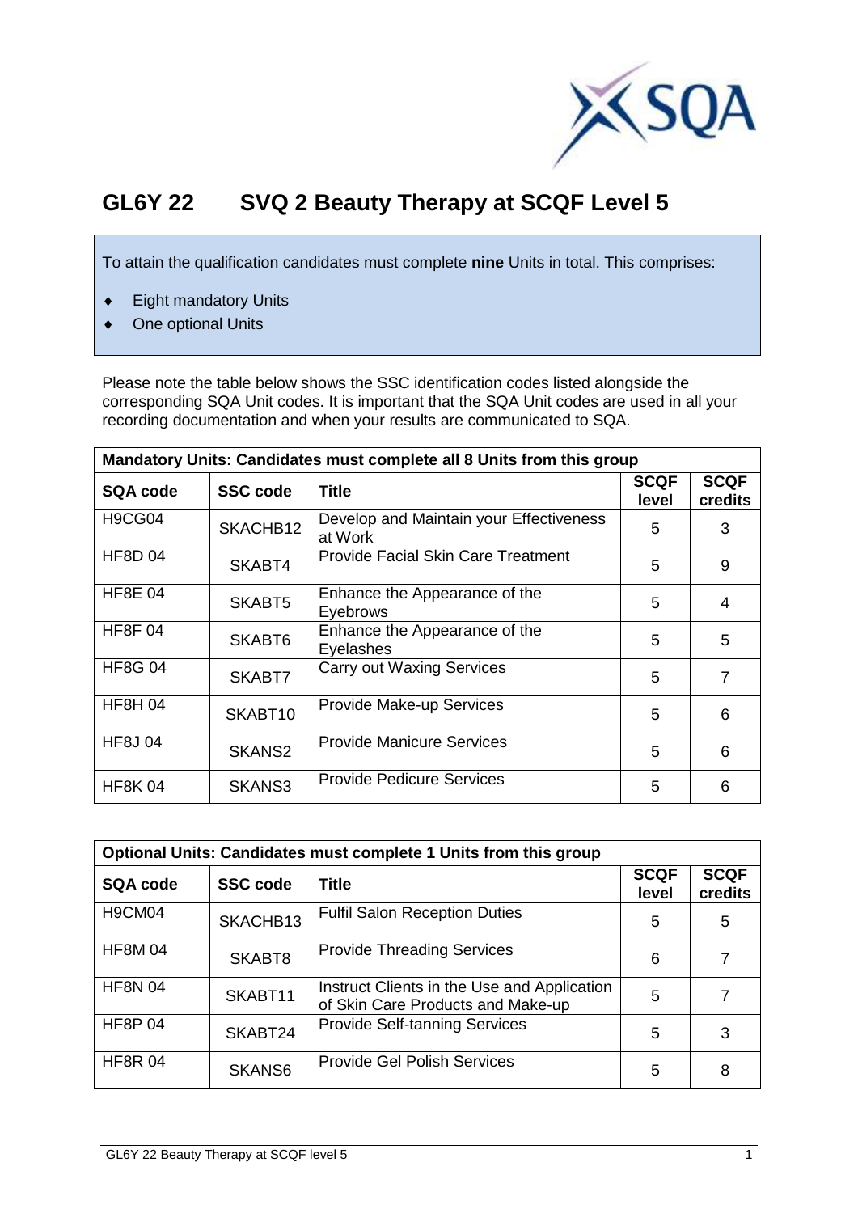# GL6Y 22 SVQ 2 Beauty Therapy at SCQF Level 5

To attain the qualification candidates must complete **nine** Units in total. This comprises:

- Eight mandatory Units
- One optional Units

Please note the table below shows the SSC identification codes listed alongside the corresponding SQA Unit codes. It is important that the SQA Unit codes are used in all your recording documentation and when your results are communicated to SQA.

| Mandatory Units: Candidates must complete all 8 Units from this group | | | | |
|---|---|---|---|---|
| **SQA code** | **SSC code** | **Title** | **SCQF level** | **SCQF credits** |
| H9CG04 | SKACHB12 | Develop and Maintain your Effectiveness at Work | 5 | 3 |
| HF8D 04 | SKABT4 | Provide Facial Skin Care Treatment | 5 | 9 |
| HF8E 04 | SKABT5 | Enhance the Appearance of the Eyebrows | 5 | 4 |
| HF8F 04 | SKABT6 | Enhance the Appearance of the Eyelashes | 5 | 5 |
| HF8G 04 | SKABT7 | Carry out Waxing Services | 5 | 7 |
| HF8H 04 | SKABT10 | Provide Make-up Services | 5 | 6 |
| HF8J 04 | SKANS2 | Provide Manicure Services | 5 | 6 |
| HF8K 04 | SKANS3 | Provide Pedicure Services | 5 | 6 |

| Optional Units: Candidates must complete 1 Units from this group | | | | |
|---|---|---|---|---|
| **SQA code** | **SSC code** | **Title** | **SCQF level** | **SCQF credits** |
| H9CM04 | SKACHB13 | Fulfil Salon Reception Duties | 5 | 5 |
| HF8M 04 | SKABT8 | Provide Threading Services | 6 | 7 |
| HF8N 04 | SKABT11 | Instruct Clients in the Use and Application of Skin Care Products and Make-up | 5 | 7 |
| HF8P 04 | SKABT24 | Provide Self-tanning Services | 5 | 3 |
| HF8R 04 | SKANS6 | Provide Gel Polish Services | 5 | 8 |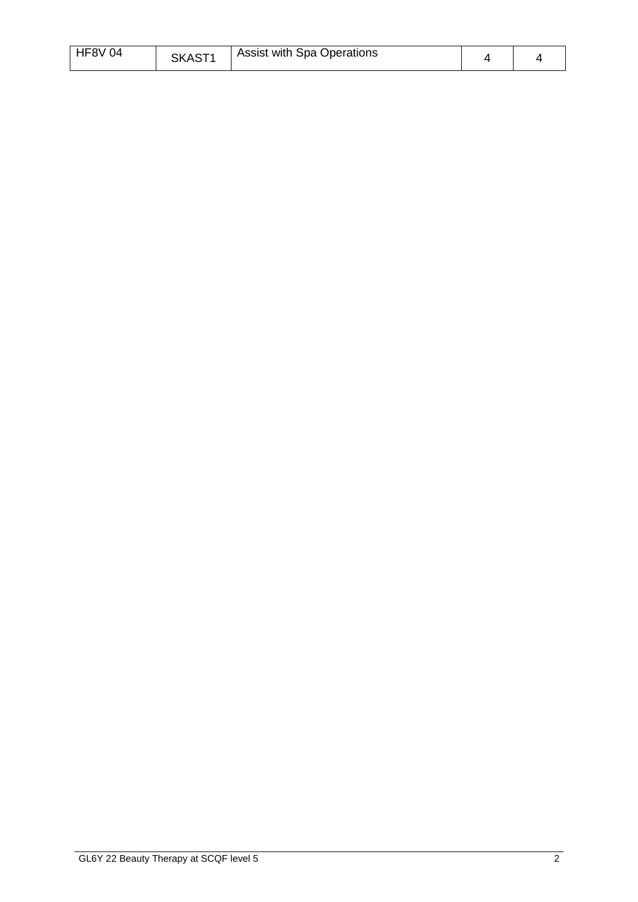| | | | | |
|---|---|---|---|---|
| HF8V 04 | SKAST1 | Assist with Spa Operations | 4 | 4 |